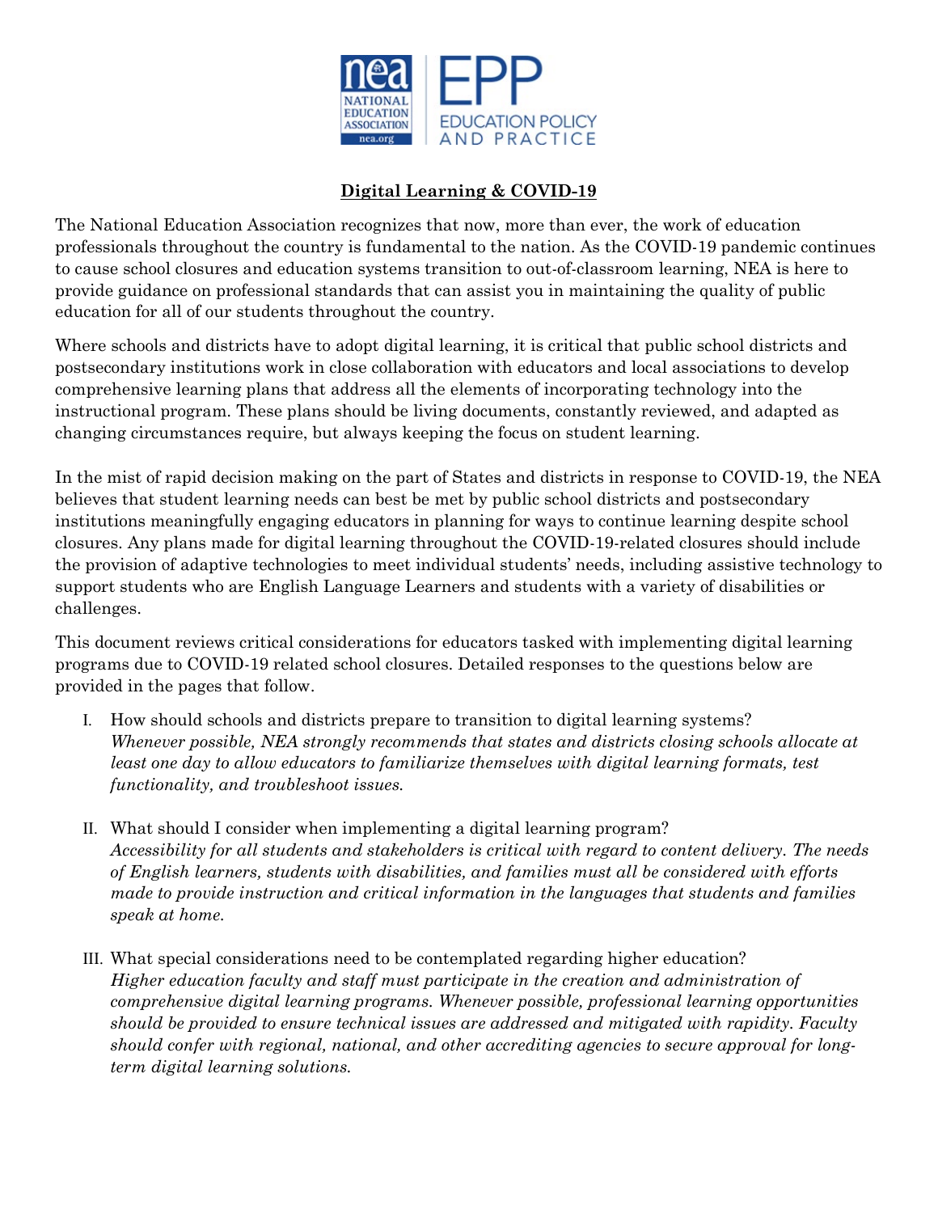# Digital Learning & COVID-19

The National Education Association recognizes that now, more than ever, the work of education professionals throughout the country is fundamental to the nation. As the COVID-19 pandemic continues to cause school closures and education systems transition to out-of-classroom learning, NEA is here to provide guidance on professional standards that can assist you in maintaining the quality of public education for all of our students throughout the country.

Where schools and districts have to adopt digital learning, it is critical that public school districts and postsecondary institutions work in close collaboration with educators and local associations to develop comprehensive learning plans that address all the elements of incorporating technology into the instructional program. These plans should be living documents, constantly reviewed, and adapted as changing circumstances require, but always keeping the focus on student learning.

In the mist of rapid decision making on the part of States and districts in response to COVID-19, the NEA believes that student learning needs can best be met by public school districts and postsecondary institutions meaningfully engaging educators in planning for ways to continue learning despite school closures. Any plans made for digital learning throughout the COVID-19-related closures should include the provision of adaptive technologies to meet individual students' needs, including assistive technology to support students who are English Language Learners and students with a variety of disabilities or challenges.

This document reviews critical considerations for educators tasked with implementing digital learning programs due to COVID-19 related school closures. Detailed responses to the questions below are provided in the pages that follow.

I. How should schools and districts prepare to transition to digital learning systems?
*Whenever possible, NEA strongly recommends that states and districts closing schools allocate at least one day to allow educators to familiarize themselves with digital learning formats, test functionality, and troubleshoot issues.*

II. What should I consider when implementing a digital learning program?
*Accessibility for all students and stakeholders is critical with regard to content delivery. The needs of English learners, students with disabilities, and families must all be considered with efforts made to provide instruction and critical information in the languages that students and families speak at home.*

III. What special considerations need to be contemplated regarding higher education?
*Higher education faculty and staff must participate in the creation and administration of comprehensive digital learning programs. Whenever possible, professional learning opportunities should be provided to ensure technical issues are addressed and mitigated with rapidity. Faculty should confer with regional, national, and other accrediting agencies to secure approval for long-term digital learning solutions.*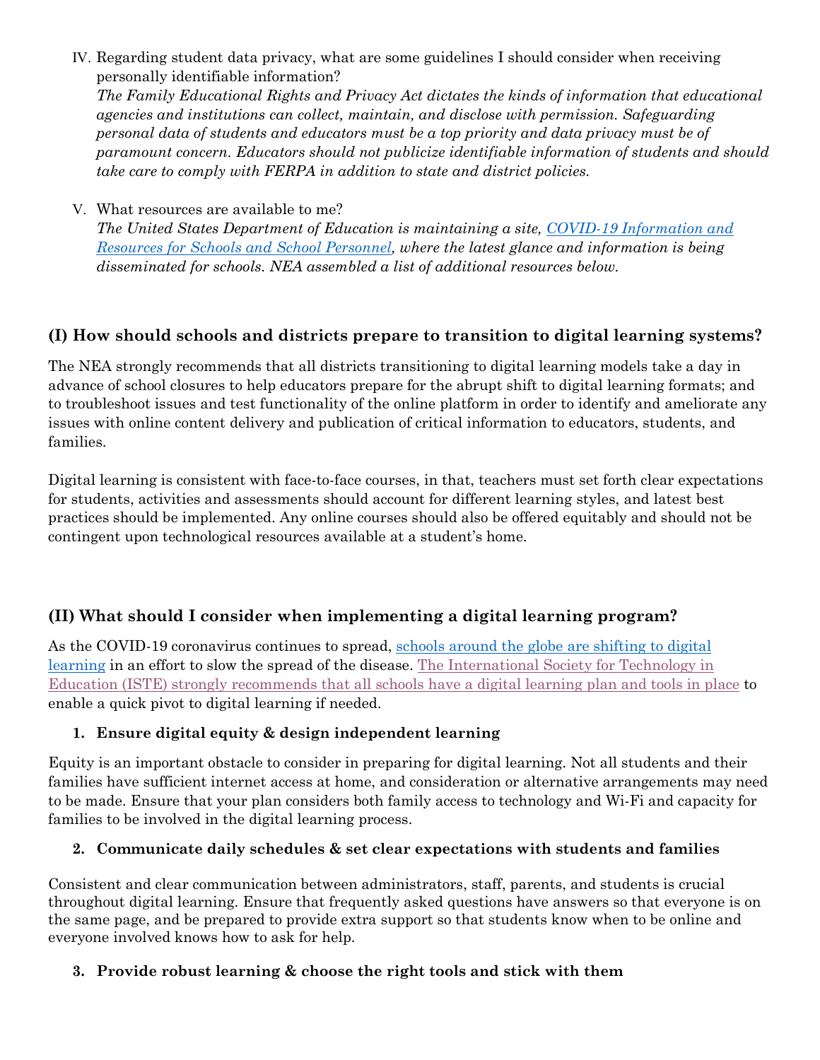IV. Regarding student data privacy, what are some guidelines I should consider when receiving personally identifiable information?
*The Family Educational Rights and Privacy Act dictates the kinds of information that educational agencies and institutions can collect, maintain, and disclose with permission. Safeguarding personal data of students and educators must be a top priority and data privacy must be of paramount concern. Educators should not publicize identifiable information of students and should take care to comply with FERPA in addition to state and district policies.*

V. What resources are available to me?
*The United States Department of Education is maintaining a site, [COVID-19 Information and Resources for Schools and School Personnel](), where the latest glance and information is being disseminated for schools. NEA assembled a list of additional resources below.*

## (I) How should schools and districts prepare to transition to digital learning systems?

The NEA strongly recommends that all districts transitioning to digital learning models take a day in advance of school closures to help educators prepare for the abrupt shift to digital learning formats; and to troubleshoot issues and test functionality of the online platform in order to identify and ameliorate any issues with online content delivery and publication of critical information to educators, students, and families.

Digital learning is consistent with face-to-face courses, in that, teachers must set forth clear expectations for students, activities and assessments should account for different learning styles, and latest best practices should be implemented. Any online courses should also be offered equitably and should not be contingent upon technological resources available at a student's home.

## (II) What should I consider when implementing a digital learning program?

As the COVID-19 coronavirus continues to spread, [schools around the globe are shifting to digital learning]() in an effort to slow the spread of the disease. [The International Society for Technology in Education (ISTE) strongly recommends that all schools have a digital learning plan and tools in place]() to enable a quick pivot to digital learning if needed.

### 1. Ensure digital equity & design independent learning

Equity is an important obstacle to consider in preparing for digital learning. Not all students and their families have sufficient internet access at home, and consideration or alternative arrangements may need to be made. Ensure that your plan considers both family access to technology and Wi-Fi and capacity for families to be involved in the digital learning process.

### 2. Communicate daily schedules & set clear expectations with students and families

Consistent and clear communication between administrators, staff, parents, and students is crucial throughout digital learning. Ensure that frequently asked questions have answers so that everyone is on the same page, and be prepared to provide extra support so that students know when to be online and everyone involved knows how to ask for help.

### 3. Provide robust learning & choose the right tools and stick with them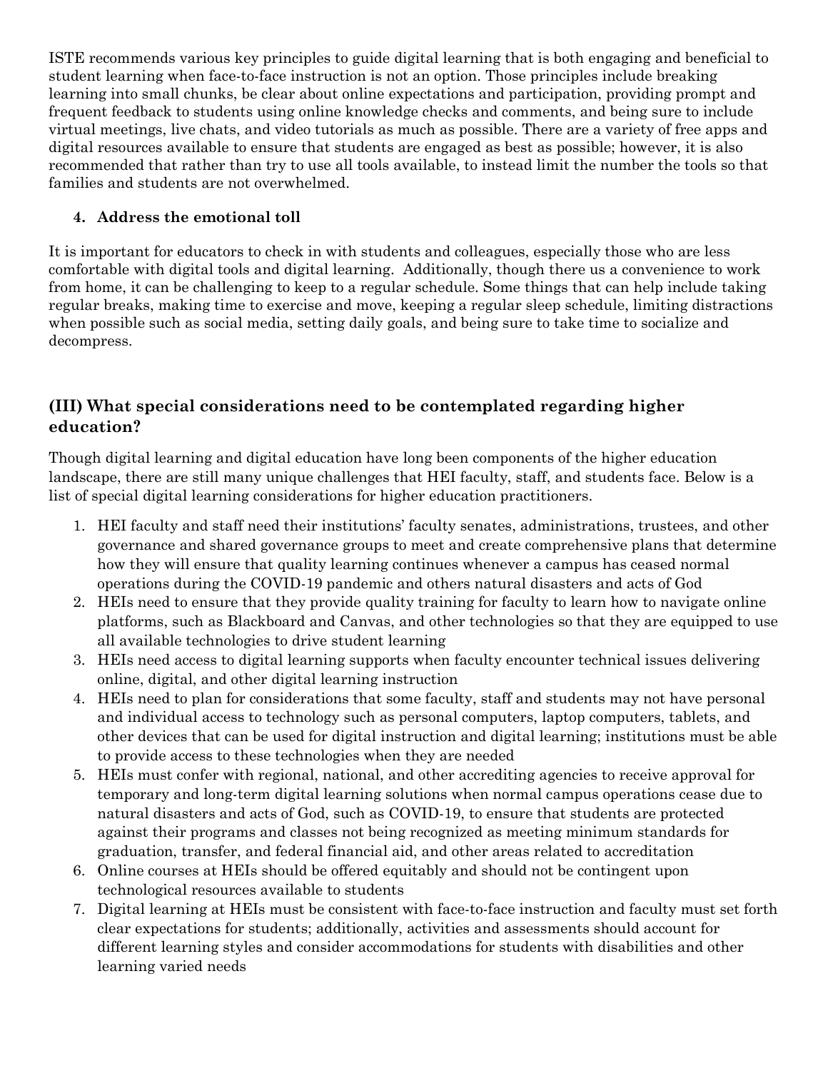ISTE recommends various key principles to guide digital learning that is both engaging and beneficial to student learning when face-to-face instruction is not an option. Those principles include breaking learning into small chunks, be clear about online expectations and participation, providing prompt and frequent feedback to students using online knowledge checks and comments, and being sure to include virtual meetings, live chats, and video tutorials as much as possible. There are a variety of free apps and digital resources available to ensure that students are engaged as best as possible; however, it is also recommended that rather than try to use all tools available, to instead limit the number the tools so that families and students are not overwhelmed.

4. **Address the emotional toll**

It is important for educators to check in with students and colleagues, especially those who are less comfortable with digital tools and digital learning. Additionally, though there us a convenience to work from home, it can be challenging to keep to a regular schedule. Some things that can help include taking regular breaks, making time to exercise and move, keeping a regular sleep schedule, limiting distractions when possible such as social media, setting daily goals, and being sure to take time to socialize and decompress.

## (III) What special considerations need to be contemplated regarding higher education?

Though digital learning and digital education have long been components of the higher education landscape, there are still many unique challenges that HEI faculty, staff, and students face. Below is a list of special digital learning considerations for higher education practitioners.

1. HEI faculty and staff need their institutions' faculty senates, administrations, trustees, and other governance and shared governance groups to meet and create comprehensive plans that determine how they will ensure that quality learning continues whenever a campus has ceased normal operations during the COVID-19 pandemic and others natural disasters and acts of God
2. HEIs need to ensure that they provide quality training for faculty to learn how to navigate online platforms, such as Blackboard and Canvas, and other technologies so that they are equipped to use all available technologies to drive student learning
3. HEIs need access to digital learning supports when faculty encounter technical issues delivering online, digital, and other digital learning instruction
4. HEIs need to plan for considerations that some faculty, staff and students may not have personal and individual access to technology such as personal computers, laptop computers, tablets, and other devices that can be used for digital instruction and digital learning; institutions must be able to provide access to these technologies when they are needed
5. HEIs must confer with regional, national, and other accrediting agencies to receive approval for temporary and long-term digital learning solutions when normal campus operations cease due to natural disasters and acts of God, such as COVID-19, to ensure that students are protected against their programs and classes not being recognized as meeting minimum standards for graduation, transfer, and federal financial aid, and other areas related to accreditation
6. Online courses at HEIs should be offered equitably and should not be contingent upon technological resources available to students
7. Digital learning at HEIs must be consistent with face-to-face instruction and faculty must set forth clear expectations for students; additionally, activities and assessments should account for different learning styles and consider accommodations for students with disabilities and other learning varied needs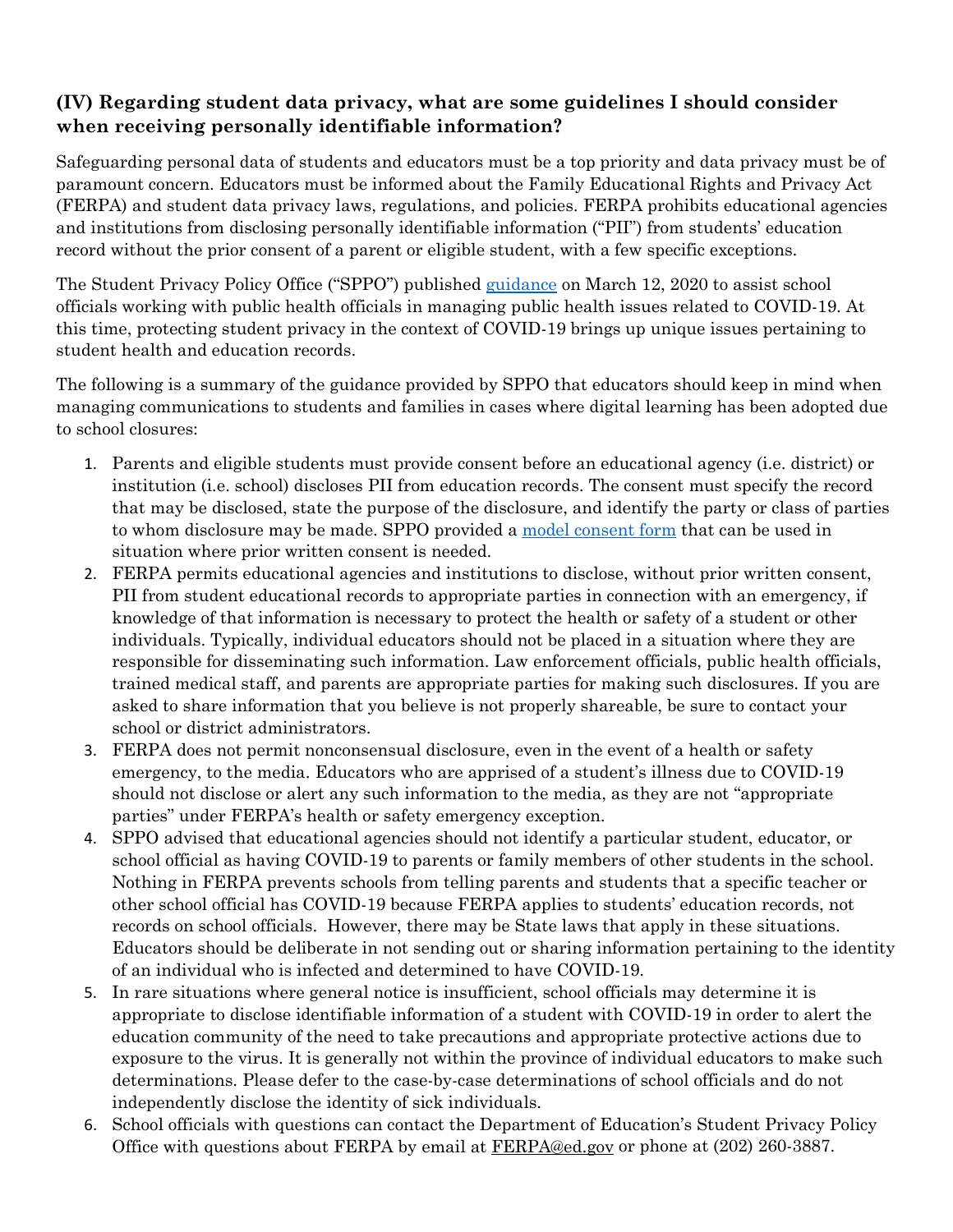### (IV) Regarding student data privacy, what are some guidelines I should consider when receiving personally identifiable information?

Safeguarding personal data of students and educators must be a top priority and data privacy must be of paramount concern. Educators must be informed about the Family Educational Rights and Privacy Act (FERPA) and student data privacy laws, regulations, and policies. FERPA prohibits educational agencies and institutions from disclosing personally identifiable information ("PII") from students' education record without the prior consent of a parent or eligible student, with a few specific exceptions.

The Student Privacy Policy Office ("SPPO") published [guidance](#) on March 12, 2020 to assist school officials working with public health officials in managing public health issues related to COVID-19. At this time, protecting student privacy in the context of COVID-19 brings up unique issues pertaining to student health and education records.

The following is a summary of the guidance provided by SPPO that educators should keep in mind when managing communications to students and families in cases where digital learning has been adopted due to school closures:

1. Parents and eligible students must provide consent before an educational agency (i.e. district) or institution (i.e. school) discloses PII from education records. The consent must specify the record that may be disclosed, state the purpose of the disclosure, and identify the party or class of parties to whom disclosure may be made. SPPO provided a [model consent form](#) that can be used in situation where prior written consent is needed.
2. FERPA permits educational agencies and institutions to disclose, without prior written consent, PII from student educational records to appropriate parties in connection with an emergency, if knowledge of that information is necessary to protect the health or safety of a student or other individuals. Typically, individual educators should not be placed in a situation where they are responsible for disseminating such information. Law enforcement officials, public health officials, trained medical staff, and parents are appropriate parties for making such disclosures. If you are asked to share information that you believe is not properly shareable, be sure to contact your school or district administrators.
3. FERPA does not permit nonconsensual disclosure, even in the event of a health or safety emergency, to the media. Educators who are apprised of a student's illness due to COVID-19 should not disclose or alert any such information to the media, as they are not "appropriate parties" under FERPA's health or safety emergency exception.
4. SPPO advised that educational agencies should not identify a particular student, educator, or school official as having COVID-19 to parents or family members of other students in the school. Nothing in FERPA prevents schools from telling parents and students that a specific teacher or other school official has COVID-19 because FERPA applies to students' education records, not records on school officials. However, there may be State laws that apply in these situations. Educators should be deliberate in not sending out or sharing information pertaining to the identity of an individual who is infected and determined to have COVID-19.
5. In rare situations where general notice is insufficient, school officials may determine it is appropriate to disclose identifiable information of a student with COVID-19 in order to alert the education community of the need to take precautions and appropriate protective actions due to exposure to the virus. It is generally not within the province of individual educators to make such determinations. Please defer to the case-by-case determinations of school officials and do not independently disclose the identity of sick individuals.
6. School officials with questions can contact the Department of Education's Student Privacy Policy Office with questions about FERPA by email at FERPA@ed.gov or phone at (202) 260-3887.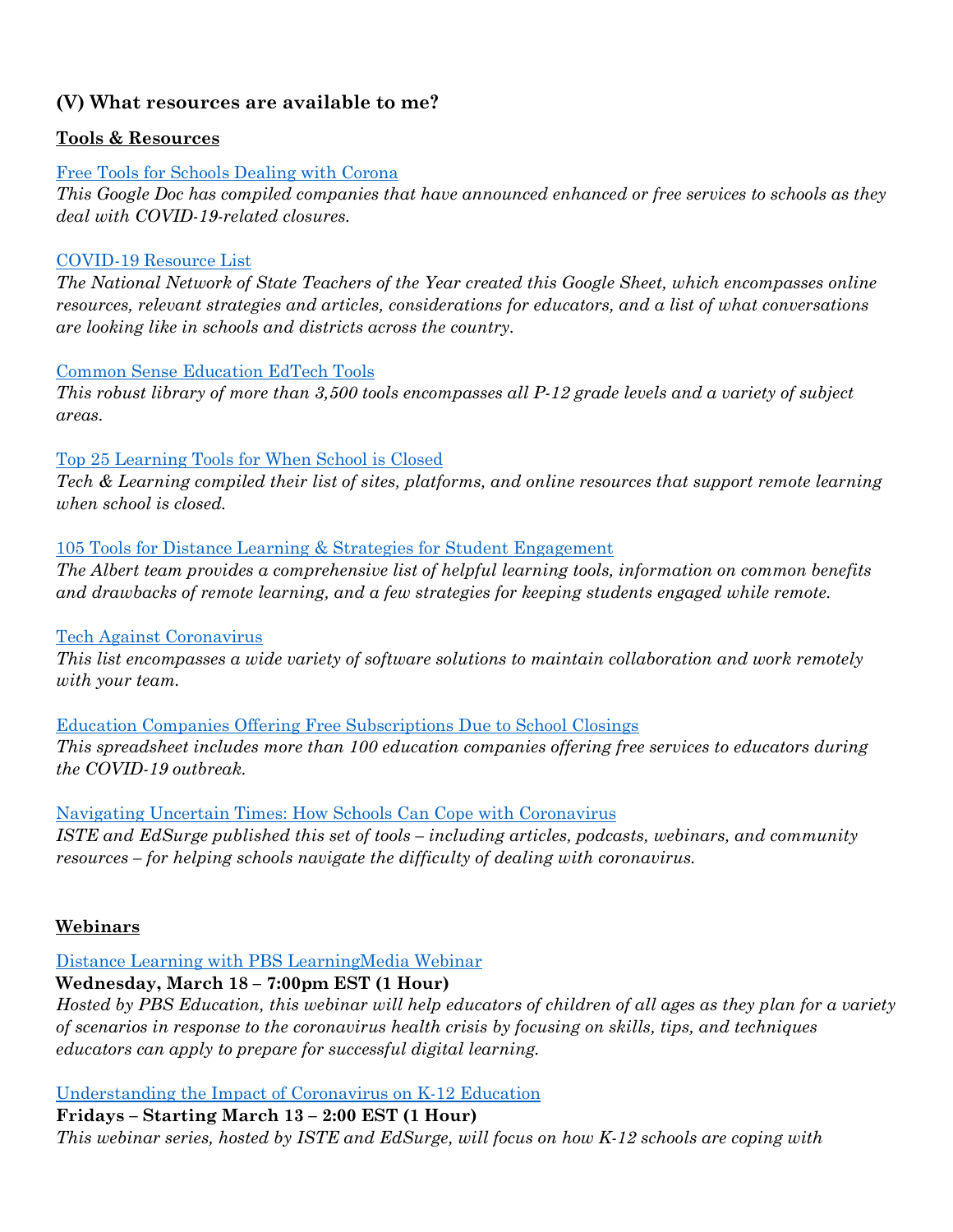## (V) What resources are available to me?

### Tools & Resources

Free Tools for Schools Dealing with Corona
*This Google Doc has compiled companies that have announced enhanced or free services to schools as they deal with COVID-19-related closures.*

COVID-19 Resource List
*The National Network of State Teachers of the Year created this Google Sheet, which encompasses online resources, relevant strategies and articles, considerations for educators, and a list of what conversations are looking like in schools and districts across the country.*

Common Sense Education EdTech Tools
*This robust library of more than 3,500 tools encompasses all P-12 grade levels and a variety of subject areas.*

Top 25 Learning Tools for When School is Closed
*Tech & Learning compiled their list of sites, platforms, and online resources that support remote learning when school is closed.*

105 Tools for Distance Learning & Strategies for Student Engagement
*The Albert team provides a comprehensive list of helpful learning tools, information on common benefits and drawbacks of remote learning, and a few strategies for keeping students engaged while remote.*

Tech Against Coronavirus
*This list encompasses a wide variety of software solutions to maintain collaboration and work remotely with your team.*

Education Companies Offering Free Subscriptions Due to School Closings
*This spreadsheet includes more than 100 education companies offering free services to educators during the COVID-19 outbreak.*

Navigating Uncertain Times: How Schools Can Cope with Coronavirus
*ISTE and EdSurge published this set of tools – including articles, podcasts, webinars, and community resources – for helping schools navigate the difficulty of dealing with coronavirus.*

### Webinars

Distance Learning with PBS LearningMedia Webinar
**Wednesday, March 18 – 7:00pm EST (1 Hour)**
*Hosted by PBS Education, this webinar will help educators of children of all ages as they plan for a variety of scenarios in response to the coronavirus health crisis by focusing on skills, tips, and techniques educators can apply to prepare for successful digital learning.*

Understanding the Impact of Coronavirus on K-12 Education
**Fridays – Starting March 13 – 2:00 EST (1 Hour)**
*This webinar series, hosted by ISTE and EdSurge, will focus on how K-12 schools are coping with*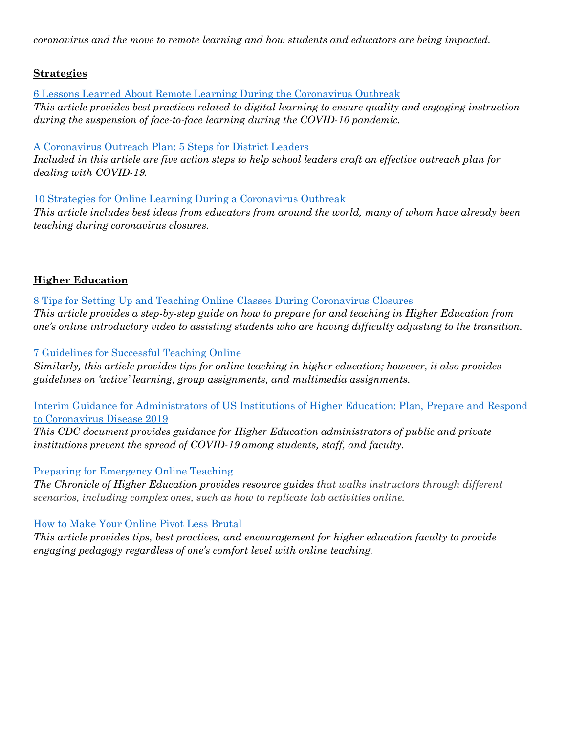*coronavirus and the move to remote learning and how students and educators are being impacted.*

## Strategies

[6 Lessons Learned About Remote Learning During the Coronavirus Outbreak]
*This article provides best practices related to digital learning to ensure quality and engaging instruction during the suspension of face-to-face learning during the COVID-10 pandemic.*

[A Coronavirus Outreach Plan: 5 Steps for District Leaders]
*Included in this article are five action steps to help school leaders craft an effective outreach plan for dealing with COVID-19.*

[10 Strategies for Online Learning During a Coronavirus Outbreak]
*This article includes best ideas from educators from around the world, many of whom have already been teaching during coronavirus closures.*

## Higher Education

[8 Tips for Setting Up and Teaching Online Classes During Coronavirus Closures]
*This article provides a step-by-step guide on how to prepare for and teaching in Higher Education from one's online introductory video to assisting students who are having difficulty adjusting to the transition.*

[7 Guidelines for Successful Teaching Online]
*Similarly, this article provides tips for online teaching in higher education; however, it also provides guidelines on 'active' learning, group assignments, and multimedia assignments.*

[Interim Guidance for Administrators of US Institutions of Higher Education: Plan, Prepare and Respond to Coronavirus Disease 2019]
*This CDC document provides guidance for Higher Education administrators of public and private institutions prevent the spread of COVID-19 among students, staff, and faculty.*

[Preparing for Emergency Online Teaching]
*The Chronicle of Higher Education provides resource guides that walks instructors through different scenarios, including complex ones, such as how to replicate lab activities online.*

[How to Make Your Online Pivot Less Brutal]
*This article provides tips, best practices, and encouragement for higher education faculty to provide engaging pedagogy regardless of one's comfort level with online teaching.*